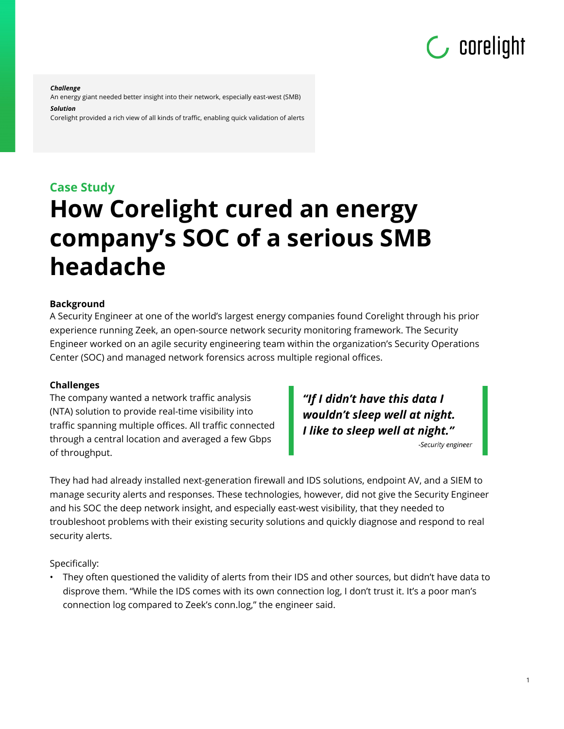***Challenge***
An energy giant needed better insight into their network, especially east-west (SMB)
***Solution***
Corelight provided a rich view of all kinds of traffic, enabling quick validation of alerts

## Case Study

# How Corelight cured an energy company's SOC of a serious SMB headache

**Background**

A Security Engineer at one of the world's largest energy companies found Corelight through his prior experience running Zeek, an open-source network security monitoring framework. The Security Engineer worked on an agile security engineering team within the organization's Security Operations Center (SOC) and managed network forensics across multiple regional offices.

**Challenges**

The company wanted a network traffic analysis (NTA) solution to provide real-time visibility into traffic spanning multiple offices. All traffic connected through a central location and averaged a few Gbps of throughput.

> ***"If I didn't have this data I wouldn't sleep well at night. I like to sleep well at night."***
>
> *-Security engineer*

They had had already installed next-generation firewall and IDS solutions, endpoint AV, and a SIEM to manage security alerts and responses. These technologies, however, did not give the Security Engineer and his SOC the deep network insight, and especially east-west visibility, that they needed to troubleshoot problems with their existing security solutions and quickly diagnose and respond to real security alerts.

Specifically:

- They often questioned the validity of alerts from their IDS and other sources, but didn't have data to disprove them. "While the IDS comes with its own connection log, I don't trust it. It's a poor man's connection log compared to Zeek's conn.log," the engineer said.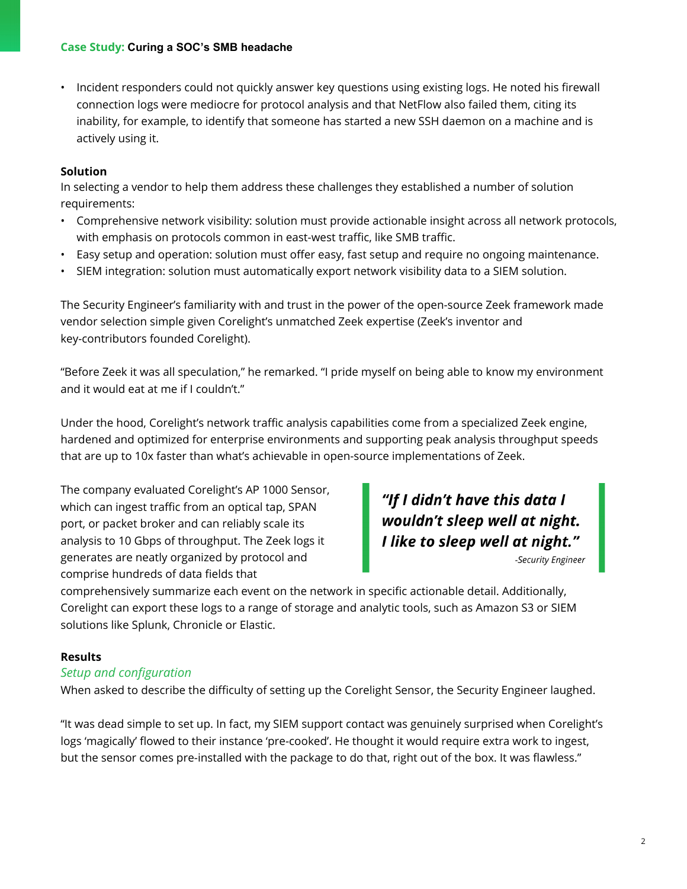- Incident responders could not quickly answer key questions using existing logs. He noted his firewall connection logs were mediocre for protocol analysis and that NetFlow also failed them, citing its inability, for example, to identify that someone has started a new SSH daemon on a machine and is actively using it.

**Solution**

In selecting a vendor to help them address these challenges they established a number of solution requirements:

- Comprehensive network visibility: solution must provide actionable insight across all network protocols, with emphasis on protocols common in east-west traffic, like SMB traffic.
- Easy setup and operation: solution must offer easy, fast setup and require no ongoing maintenance.
- SIEM integration: solution must automatically export network visibility data to a SIEM solution.

The Security Engineer's familiarity with and trust in the power of the open-source Zeek framework made vendor selection simple given Corelight's unmatched Zeek expertise (Zeek's inventor and key-contributors founded Corelight).

"Before Zeek it was all speculation," he remarked. "I pride myself on being able to know my environment and it would eat at me if I couldn't."

Under the hood, Corelight's network traffic analysis capabilities come from a specialized Zeek engine, hardened and optimized for enterprise environments and supporting peak analysis throughput speeds that are up to 10x faster than what's achievable in open-source implementations of Zeek.

The company evaluated Corelight's AP 1000 Sensor, which can ingest traffic from an optical tap, SPAN port, or packet broker and can reliably scale its analysis to 10 Gbps of throughput. The Zeek logs it generates are neatly organized by protocol and comprise hundreds of data fields that comprehensively summarize each event on the network in specific actionable detail. Additionally, Corelight can export these logs to a range of storage and analytic tools, such as Amazon S3 or SIEM solutions like Splunk, Chronicle or Elastic.

> ***"If I didn't have this data I wouldn't sleep well at night. I like to sleep well at night."***
>
> *-Security Engineer*

**Results**

*Setup and configuration*

When asked to describe the difficulty of setting up the Corelight Sensor, the Security Engineer laughed.

"It was dead simple to set up. In fact, my SIEM support contact was genuinely surprised when Corelight's logs 'magically' flowed to their instance 'pre-cooked'. He thought it would require extra work to ingest, but the sensor comes pre-installed with the package to do that, right out of the box. It was flawless."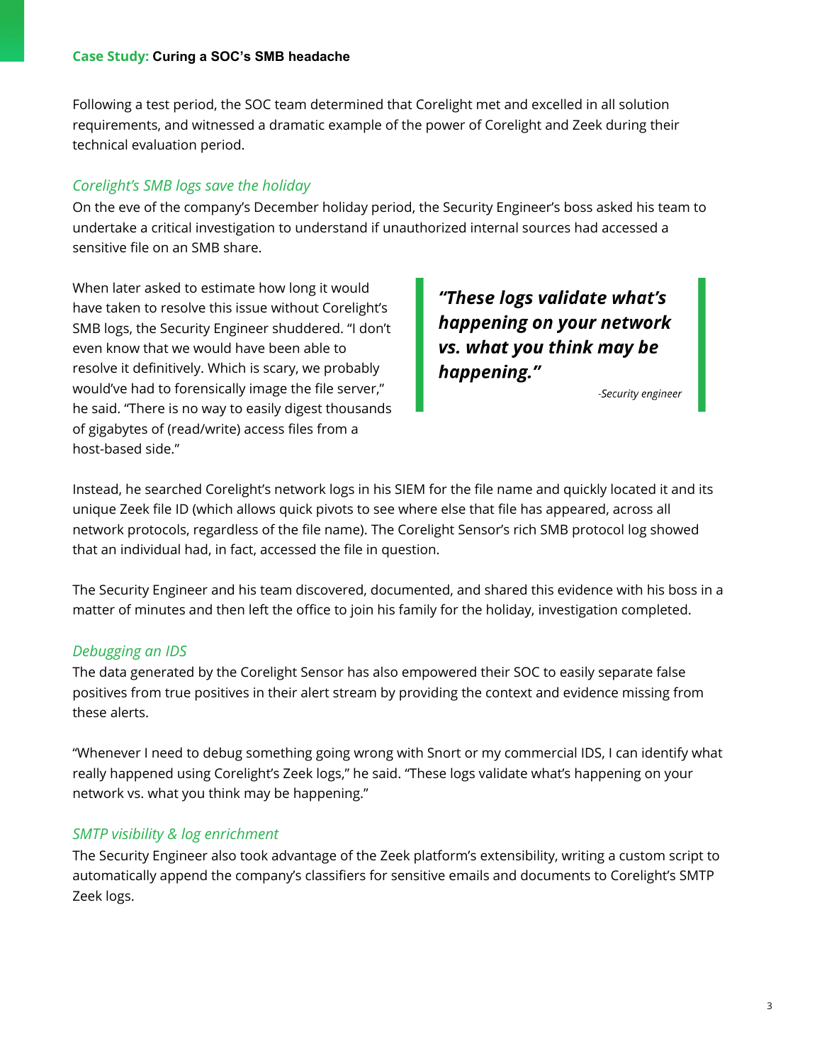Following a test period, the SOC team determined that Corelight met and excelled in all solution requirements, and witnessed a dramatic example of the power of Corelight and Zeek during their technical evaluation period.

### *Corelight's SMB logs save the holiday*

On the eve of the company's December holiday period, the Security Engineer's boss asked his team to undertake a critical investigation to understand if unauthorized internal sources had accessed a sensitive file on an SMB share.

When later asked to estimate how long it would have taken to resolve this issue without Corelight's SMB logs, the Security Engineer shuddered. "I don't even know that we would have been able to resolve it definitively. Which is scary, we probably would've had to forensically image the file server," he said. "There is no way to easily digest thousands of gigabytes of (read/write) access files from a host-based side."

> ***"These logs validate what's happening on your network vs. what you think may be happening."***
>
> *-Security engineer*

Instead, he searched Corelight's network logs in his SIEM for the file name and quickly located it and its unique Zeek file ID (which allows quick pivots to see where else that file has appeared, across all network protocols, regardless of the file name). The Corelight Sensor's rich SMB protocol log showed that an individual had, in fact, accessed the file in question.

The Security Engineer and his team discovered, documented, and shared this evidence with his boss in a matter of minutes and then left the office to join his family for the holiday, investigation completed.

### *Debugging an IDS*

The data generated by the Corelight Sensor has also empowered their SOC to easily separate false positives from true positives in their alert stream by providing the context and evidence missing from these alerts.

"Whenever I need to debug something going wrong with Snort or my commercial IDS, I can identify what really happened using Corelight's Zeek logs," he said. "These logs validate what's happening on your network vs. what you think may be happening."

### *SMTP visibility & log enrichment*

The Security Engineer also took advantage of the Zeek platform's extensibility, writing a custom script to automatically append the company's classifiers for sensitive emails and documents to Corelight's SMTP Zeek logs.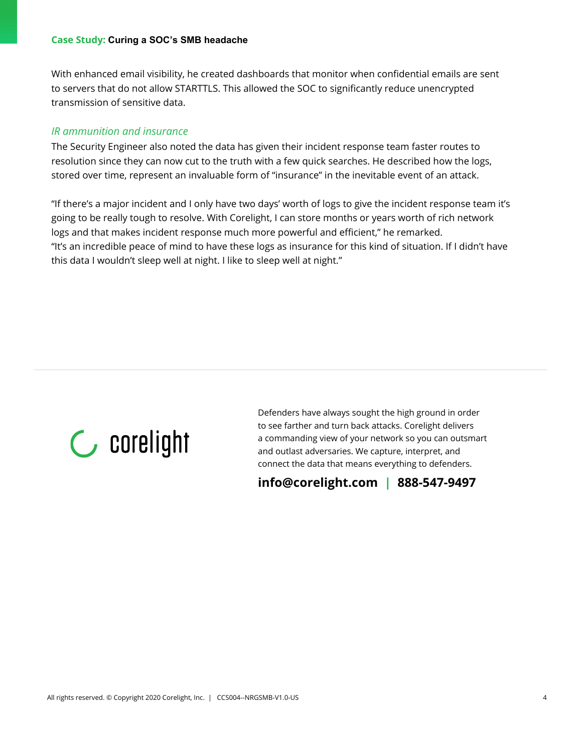With enhanced email visibility, he created dashboards that monitor when confidential emails are sent to servers that do not allow STARTTLS. This allowed the SOC to significantly reduce unencrypted transmission of sensitive data.

### *IR ammunition and insurance*

The Security Engineer also noted the data has given their incident response team faster routes to resolution since they can now cut to the truth with a few quick searches. He described how the logs, stored over time, represent an invaluable form of "insurance" in the inevitable event of an attack.

"If there's a major incident and I only have two days' worth of logs to give the incident response team it's going to be really tough to resolve. With Corelight, I can store months or years worth of rich network logs and that makes incident response much more powerful and efficient," he remarked.
"It's an incredible peace of mind to have these logs as insurance for this kind of situation. If I didn't have this data I wouldn't sleep well at night. I like to sleep well at night."

---

corelight

Defenders have always sought the high ground in order to see farther and turn back attacks. Corelight delivers a commanding view of your network so you can outsmart and outlast adversaries. We capture, interpret, and connect the data that means everything to defenders.

**info@corelight.com | 888-547-9497**

All rights reserved. © Copyright 2020 Corelight, Inc. | CCS004--NRGSMB-V1.0-US